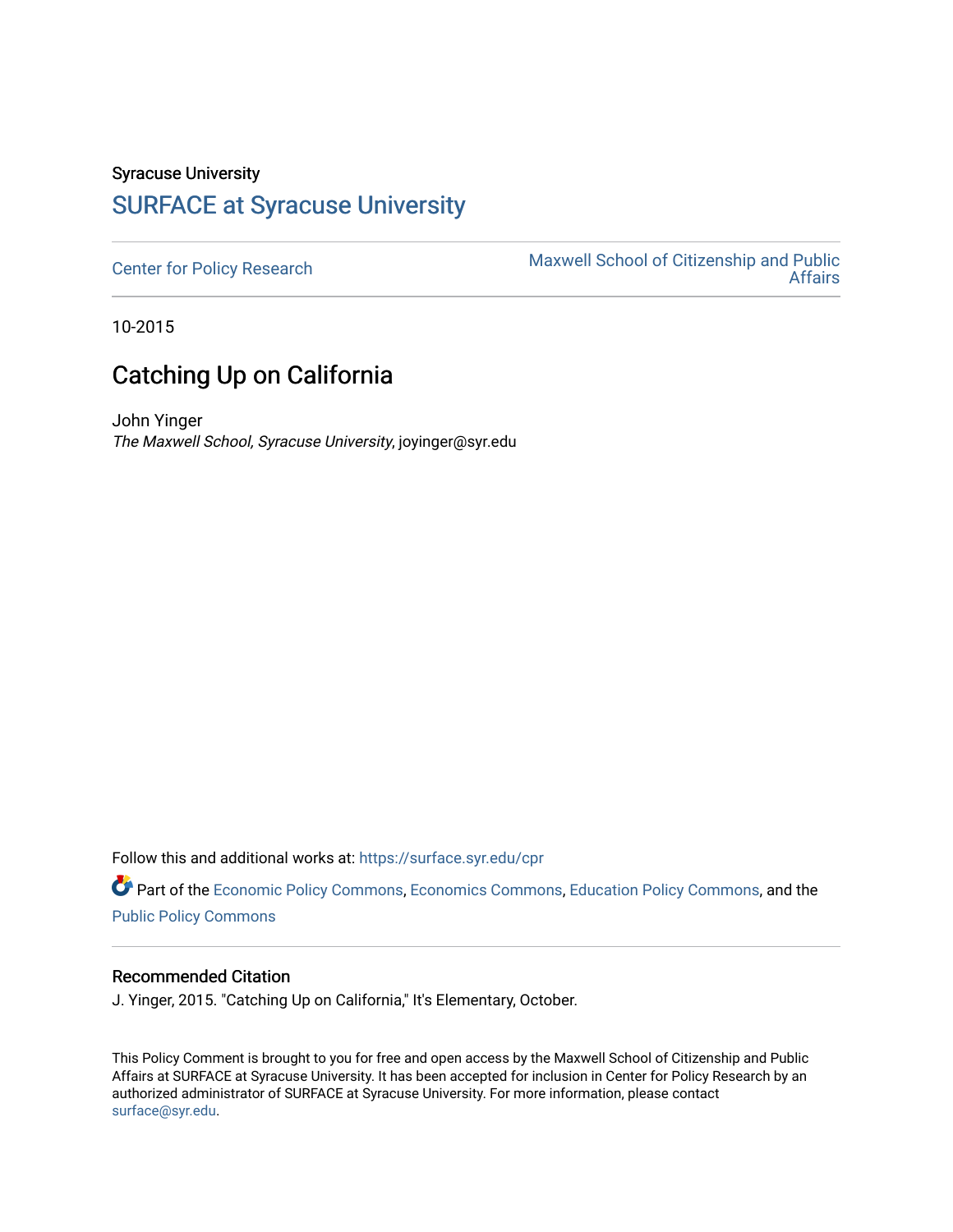Syracuse University

# SURFACE at Syracuse University

Center for Policy Research

Maxwell School of Citizenship and Public Affairs

10-2015

## Catching Up on California

John Yinger

*The Maxwell School, Syracuse University*, joyinger@syr.edu

Follow this and additional works at: https://surface.syr.edu/cpr

Part of the Economic Policy Commons, Economics Commons, Education Policy Commons, and the Public Policy Commons

### Recommended Citation

J. Yinger, 2015. "Catching Up on California," It's Elementary, October.

This Policy Comment is brought to you for free and open access by the Maxwell School of Citizenship and Public Affairs at SURFACE at Syracuse University. It has been accepted for inclusion in Center for Policy Research by an authorized administrator of SURFACE at Syracuse University. For more information, please contact surface@syr.edu.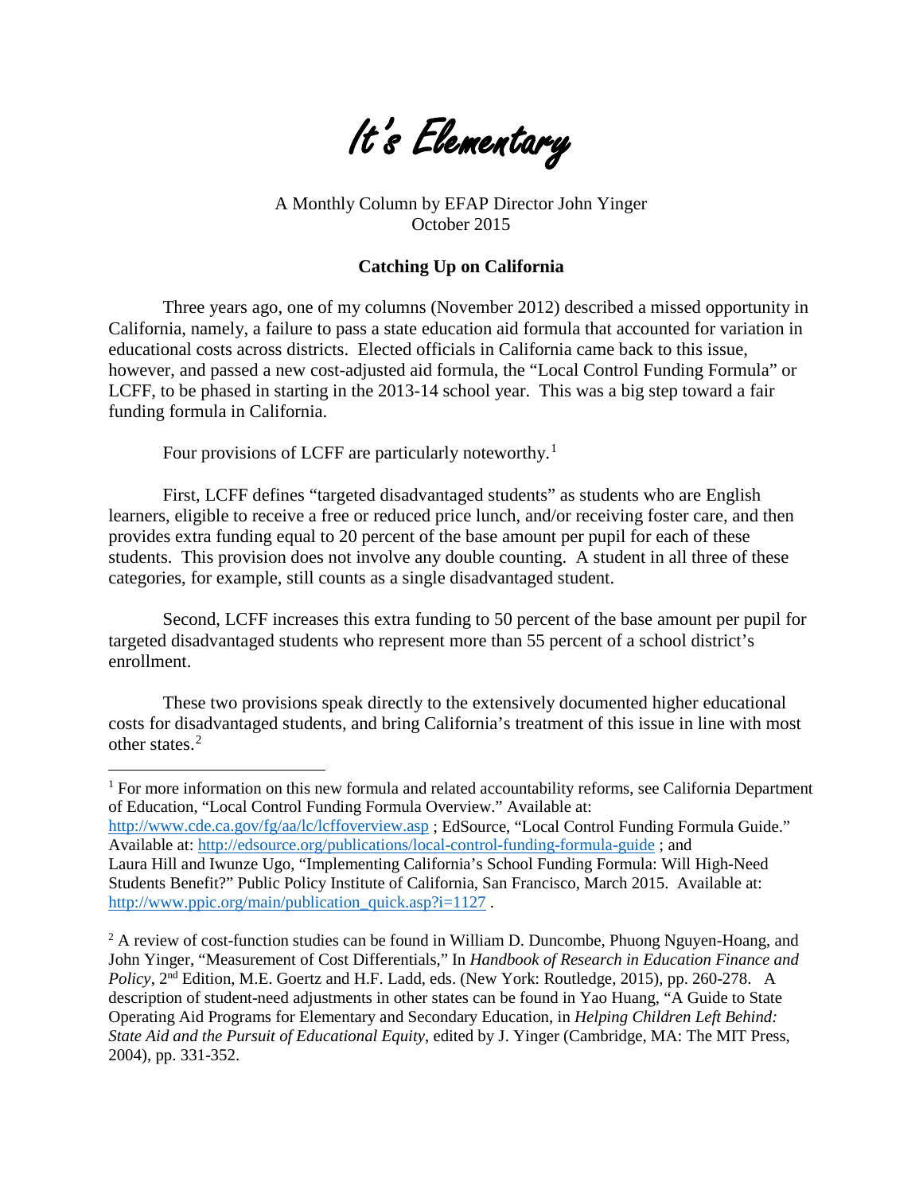# It's Elementary

A Monthly Column by EFAP Director John Yinger
October 2015

**Catching Up on California**

Three years ago, one of my columns (November 2012) described a missed opportunity in California, namely, a failure to pass a state education aid formula that accounted for variation in educational costs across districts. Elected officials in California came back to this issue, however, and passed a new cost-adjusted aid formula, the "Local Control Funding Formula" or LCFF, to be phased in starting in the 2013-14 school year. This was a big step toward a fair funding formula in California.

Four provisions of LCFF are particularly noteworthy.[1]

First, LCFF defines "targeted disadvantaged students" as students who are English learners, eligible to receive a free or reduced price lunch, and/or receiving foster care, and then provides extra funding equal to 20 percent of the base amount per pupil for each of these students. This provision does not involve any double counting. A student in all three of these categories, for example, still counts as a single disadvantaged student.

Second, LCFF increases this extra funding to 50 percent of the base amount per pupil for targeted disadvantaged students who represent more than 55 percent of a school district's enrollment.

These two provisions speak directly to the extensively documented higher educational costs for disadvantaged students, and bring California's treatment of this issue in line with most other states.[2]

---

[1] For more information on this new formula and related accountability reforms, see California Department of Education, "Local Control Funding Formula Overview." Available at: http://www.cde.ca.gov/fg/aa/lc/lcffoverview.asp ; EdSource, "Local Control Funding Formula Guide." Available at: http://edsource.org/publications/local-control-funding-formula-guide ; and Laura Hill and Iwunze Ugo, "Implementing California's School Funding Formula: Will High-Need Students Benefit?" Public Policy Institute of California, San Francisco, March 2015. Available at: http://www.ppic.org/main/publication_quick.asp?i=1127 .

[2] A review of cost-function studies can be found in William D. Duncombe, Phuong Nguyen-Hoang, and John Yinger, "Measurement of Cost Differentials," In *Handbook of Research in Education Finance and Policy*, 2nd Edition, M.E. Goertz and H.F. Ladd, eds. (New York: Routledge, 2015), pp. 260-278. A description of student-need adjustments in other states can be found in Yao Huang, "A Guide to State Operating Aid Programs for Elementary and Secondary Education, in *Helping Children Left Behind: State Aid and the Pursuit of Educational Equity*, edited by J. Yinger (Cambridge, MA: The MIT Press, 2004), pp. 331-352.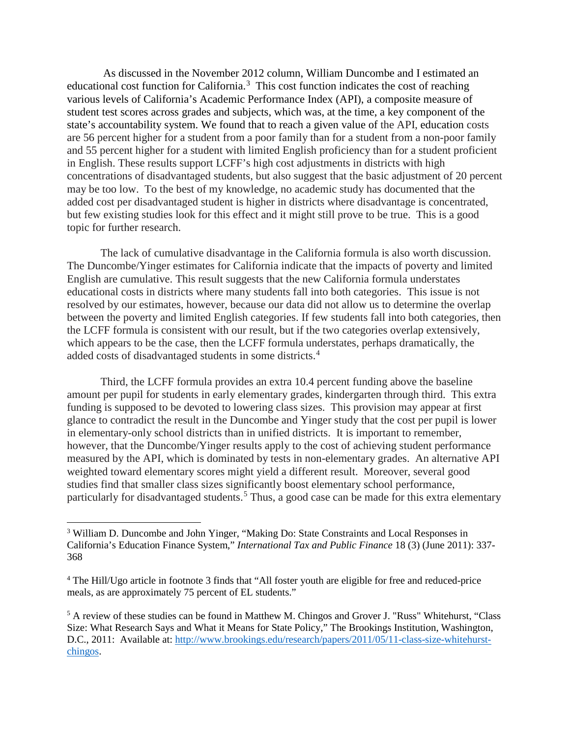As discussed in the November 2012 column, William Duncombe and I estimated an educational cost function for California.[3] This cost function indicates the cost of reaching various levels of California's Academic Performance Index (API), a composite measure of student test scores across grades and subjects, which was, at the time, a key component of the state's accountability system. We found that to reach a given value of the API, education costs are 56 percent higher for a student from a poor family than for a student from a non-poor family and 55 percent higher for a student with limited English proficiency than for a student proficient in English. These results support LCFF's high cost adjustments in districts with high concentrations of disadvantaged students, but also suggest that the basic adjustment of 20 percent may be too low. To the best of my knowledge, no academic study has documented that the added cost per disadvantaged student is higher in districts where disadvantage is concentrated, but few existing studies look for this effect and it might still prove to be true. This is a good topic for further research.

The lack of cumulative disadvantage in the California formula is also worth discussion. The Duncombe/Yinger estimates for California indicate that the impacts of poverty and limited English are cumulative. This result suggests that the new California formula understates educational costs in districts where many students fall into both categories. This issue is not resolved by our estimates, however, because our data did not allow us to determine the overlap between the poverty and limited English categories. If few students fall into both categories, then the LCFF formula is consistent with our result, but if the two categories overlap extensively, which appears to be the case, then the LCFF formula understates, perhaps dramatically, the added costs of disadvantaged students in some districts.[4]

Third, the LCFF formula provides an extra 10.4 percent funding above the baseline amount per pupil for students in early elementary grades, kindergarten through third. This extra funding is supposed to be devoted to lowering class sizes. This provision may appear at first glance to contradict the result in the Duncombe and Yinger study that the cost per pupil is lower in elementary-only school districts than in unified districts. It is important to remember, however, that the Duncombe/Yinger results apply to the cost of achieving student performance measured by the API, which is dominated by tests in non-elementary grades. An alternative API weighted toward elementary scores might yield a different result. Moreover, several good studies find that smaller class sizes significantly boost elementary school performance, particularly for disadvantaged students.[5] Thus, a good case can be made for this extra elementary

---

[3] William D. Duncombe and John Yinger, "Making Do: State Constraints and Local Responses in California's Education Finance System," *International Tax and Public Finance* 18 (3) (June 2011): 337-368

[4] The Hill/Ugo article in footnote 3 finds that "All foster youth are eligible for free and reduced-price meals, as are approximately 75 percent of EL students."

[5] A review of these studies can be found in Matthew M. Chingos and Grover J. "Russ" Whitehurst, "Class Size: What Research Says and What it Means for State Policy," The Brookings Institution, Washington, D.C., 2011: Available at: http://www.brookings.edu/research/papers/2011/05/11-class-size-whitehurst-chingos.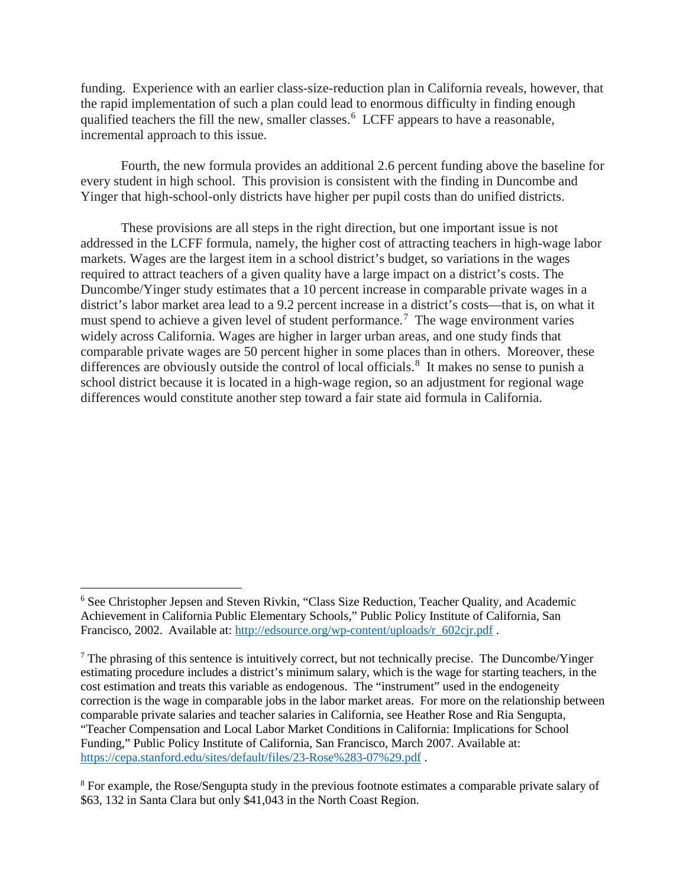funding. Experience with an earlier class-size-reduction plan in California reveals, however, that the rapid implementation of such a plan could lead to enormous difficulty in finding enough qualified teachers the fill the new, smaller classes.[6] LCFF appears to have a reasonable, incremental approach to this issue.

Fourth, the new formula provides an additional 2.6 percent funding above the baseline for every student in high school. This provision is consistent with the finding in Duncombe and Yinger that high-school-only districts have higher per pupil costs than do unified districts.

These provisions are all steps in the right direction, but one important issue is not addressed in the LCFF formula, namely, the higher cost of attracting teachers in high-wage labor markets. Wages are the largest item in a school district's budget, so variations in the wages required to attract teachers of a given quality have a large impact on a district's costs. The Duncombe/Yinger study estimates that a 10 percent increase in comparable private wages in a district's labor market area lead to a 9.2 percent increase in a district's costs—that is, on what it must spend to achieve a given level of student performance.[7] The wage environment varies widely across California. Wages are higher in larger urban areas, and one study finds that comparable private wages are 50 percent higher in some places than in others. Moreover, these differences are obviously outside the control of local officials.[8] It makes no sense to punish a school district because it is located in a high-wage region, so an adjustment for regional wage differences would constitute another step toward a fair state aid formula in California.

---

[6] See Christopher Jepsen and Steven Rivkin, "Class Size Reduction, Teacher Quality, and Academic Achievement in California Public Elementary Schools," Public Policy Institute of California, San Francisco, 2002. Available at: http://edsource.org/wp-content/uploads/r_602cjr.pdf .

[7] The phrasing of this sentence is intuitively correct, but not technically precise. The Duncombe/Yinger estimating procedure includes a district's minimum salary, which is the wage for starting teachers, in the cost estimation and treats this variable as endogenous. The "instrument" used in the endogeneity correction is the wage in comparable jobs in the labor market areas. For more on the relationship between comparable private salaries and teacher salaries in California, see Heather Rose and Ria Sengupta, "Teacher Compensation and Local Labor Market Conditions in California: Implications for School Funding," Public Policy Institute of California, San Francisco, March 2007. Available at: https://cepa.stanford.edu/sites/default/files/23-Rose%283-07%29.pdf .

[8] For example, the Rose/Sengupta study in the previous footnote estimates a comparable private salary of $63, 132 in Santa Clara but only $41,043 in the North Coast Region.